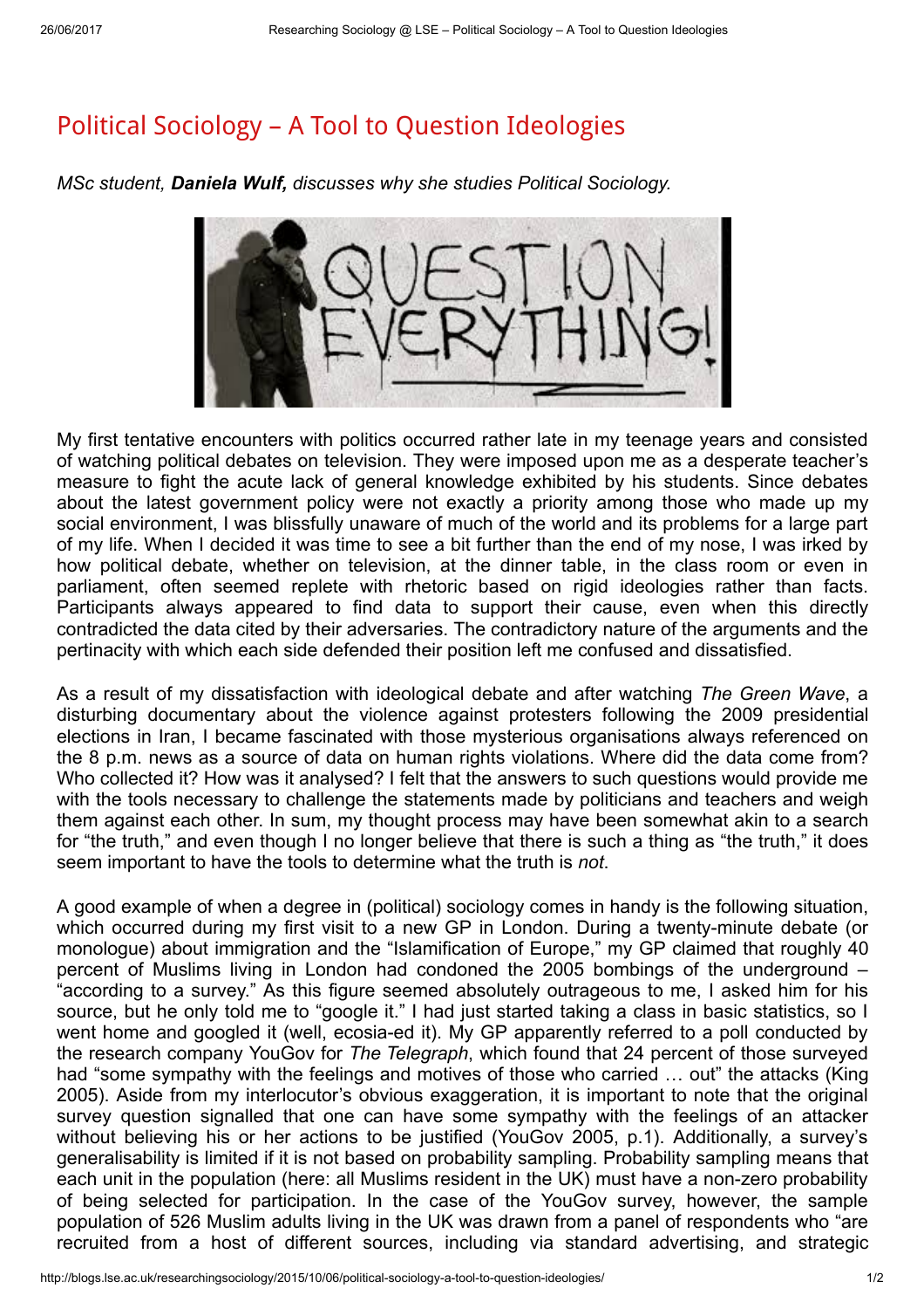# Political Sociology – A Tool to Question Ideologies

*MSc student, **Daniela Wulf,** discusses why she studies Political Sociology.*

My first tentative encounters with politics occurred rather late in my teenage years and consisted of watching political debates on television. They were imposed upon me as a desperate teacher's measure to fight the acute lack of general knowledge exhibited by his students. Since debates about the latest government policy were not exactly a priority among those who made up my social environment, I was blissfully unaware of much of the world and its problems for a large part of my life. When I decided it was time to see a bit further than the end of my nose, I was irked by how political debate, whether on television, at the dinner table, in the class room or even in parliament, often seemed replete with rhetoric based on rigid ideologies rather than facts. Participants always appeared to find data to support their cause, even when this directly contradicted the data cited by their adversaries. The contradictory nature of the arguments and the pertinacity with which each side defended their position left me confused and dissatisfied.

As a result of my dissatisfaction with ideological debate and after watching *The Green Wave*, a disturbing documentary about the violence against protesters following the 2009 presidential elections in Iran, I became fascinated with those mysterious organisations always referenced on the 8 p.m. news as a source of data on human rights violations. Where did the data come from? Who collected it? How was it analysed? I felt that the answers to such questions would provide me with the tools necessary to challenge the statements made by politicians and teachers and weigh them against each other. In sum, my thought process may have been somewhat akin to a search for "the truth," and even though I no longer believe that there is such a thing as "the truth," it does seem important to have the tools to determine what the truth is *not*.

A good example of when a degree in (political) sociology comes in handy is the following situation, which occurred during my first visit to a new GP in London. During a twenty-minute debate (or monologue) about immigration and the "Islamification of Europe," my GP claimed that roughly 40 percent of Muslims living in London had condoned the 2005 bombings of the underground – "according to a survey." As this figure seemed absolutely outrageous to me, I asked him for his source, but he only told me to "google it." I had just started taking a class in basic statistics, so I went home and googled it (well, ecosia-ed it). My GP apparently referred to a poll conducted by the research company YouGov for *The Telegraph*, which found that 24 percent of those surveyed had "some sympathy with the feelings and motives of those who carried … out" the attacks (King 2005). Aside from my interlocutor's obvious exaggeration, it is important to note that the original survey question signalled that one can have some sympathy with the feelings of an attacker without believing his or her actions to be justified (YouGov 2005, p.1). Additionally, a survey's generalisability is limited if it is not based on probability sampling. Probability sampling means that each unit in the population (here: all Muslims resident in the UK) must have a non-zero probability of being selected for participation. In the case of the YouGov survey, however, the sample population of 526 Muslim adults living in the UK was drawn from a panel of respondents who "are recruited from a host of different sources, including via standard advertising, and strategic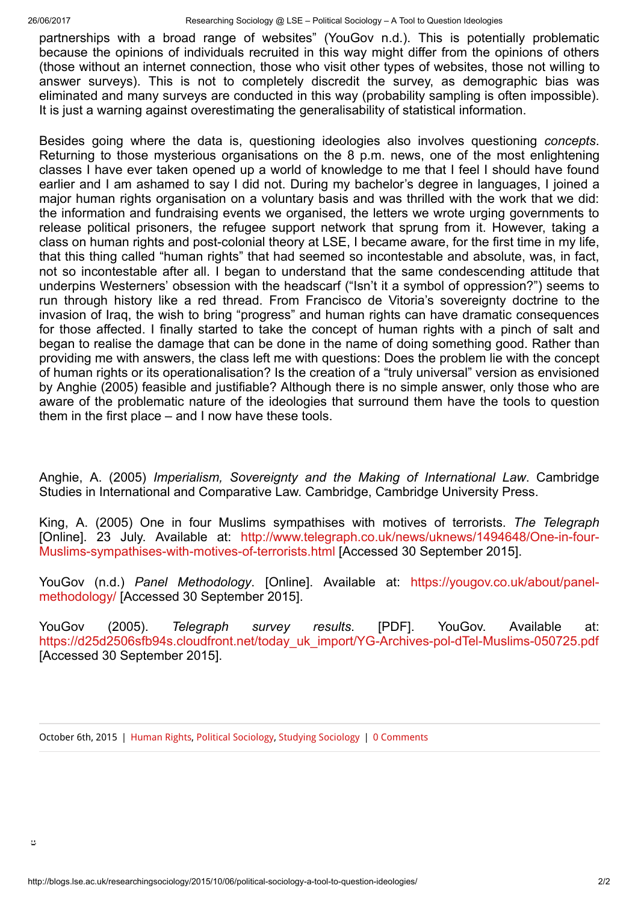partnerships with a broad range of websites" (YouGov n.d.). This is potentially problematic because the opinions of individuals recruited in this way might differ from the opinions of others (those without an internet connection, those who visit other types of websites, those not willing to answer surveys). This is not to completely discredit the survey, as demographic bias was eliminated and many surveys are conducted in this way (probability sampling is often impossible). It is just a warning against overestimating the generalisability of statistical information.

Besides going where the data is, questioning ideologies also involves questioning *concepts*. Returning to those mysterious organisations on the 8 p.m. news, one of the most enlightening classes I have ever taken opened up a world of knowledge to me that I feel I should have found earlier and I am ashamed to say I did not. During my bachelor's degree in languages, I joined a major human rights organisation on a voluntary basis and was thrilled with the work that we did: the information and fundraising events we organised, the letters we wrote urging governments to release political prisoners, the refugee support network that sprung from it. However, taking a class on human rights and post-colonial theory at LSE, I became aware, for the first time in my life, that this thing called "human rights" that had seemed so incontestable and absolute, was, in fact, not so incontestable after all. I began to understand that the same condescending attitude that underpins Westerners' obsession with the headscarf ("Isn't it a symbol of oppression?") seems to run through history like a red thread. From Francisco de Vitoria's sovereignty doctrine to the invasion of Iraq, the wish to bring "progress" and human rights can have dramatic consequences for those affected. I finally started to take the concept of human rights with a pinch of salt and began to realise the damage that can be done in the name of doing something good. Rather than providing me with answers, the class left me with questions: Does the problem lie with the concept of human rights or its operationalisation? Is the creation of a "truly universal" version as envisioned by Anghie (2005) feasible and justifiable? Although there is no simple answer, only those who are aware of the problematic nature of the ideologies that surround them have the tools to question them in the first place – and I now have these tools.

Anghie, A. (2005) *Imperialism, Sovereignty and the Making of International Law*. Cambridge Studies in International and Comparative Law. Cambridge, Cambridge University Press.

King, A. (2005) One in four Muslims sympathises with motives of terrorists. *The Telegraph* [Online]. 23 July. Available at: http://www.telegraph.co.uk/news/uknews/1494648/One-in-four-Muslims-sympathises-with-motives-of-terrorists.html [Accessed 30 September 2015].

YouGov (n.d.) *Panel Methodology*. [Online]. Available at: https://yougov.co.uk/about/panel-methodology/ [Accessed 30 September 2015].

YouGov (2005). *Telegraph survey results*. [PDF]. YouGov. Available at: https://d25d2506sfb94s.cloudfront.net/today_uk_import/YG-Archives-pol-dTel-Muslims-050725.pdf [Accessed 30 September 2015].

October 6th, 2015 | Human Rights, Political Sociology, Studying Sociology | 0 Comments